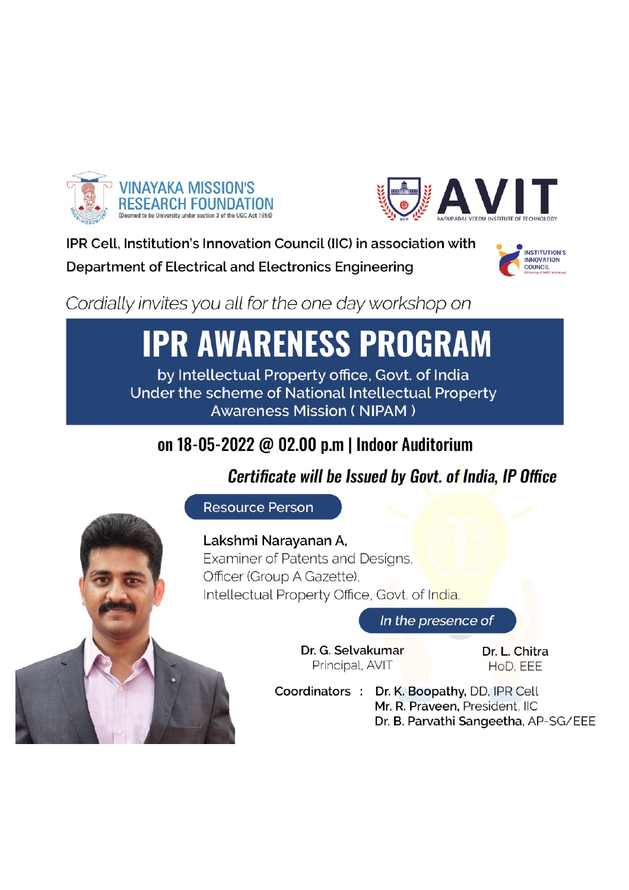VINAYAKA MISSION'S RESEARCH FOUNDATION
(Deemed to be University under section 3 of the UGC Act 1956)

AVIT
AARUPADAI VEEDU INSTITUTE OF TECHNOLOGY

IPR Cell, Institution's Innovation Council (IIC) in association with Department of Electrical and Electronics Engineering

INSTITUTION'S INNOVATION COUNCIL

*Cordially invites you all for the one day workshop on*

# IPR AWARENESS PROGRAM

by Intellectual Property office, Govt. of India
Under the scheme of National Intellectual Property Awareness Mission ( NIPAM )

## on 18-05-2022 @ 02.00 p.m | Indoor Auditorium

***Certificate will be Issued by Govt. of India, IP Office***

**Resource Person**

**Lakshmi Narayanan A,**
Examiner of Patents and Designs,
Officer (Group A Gazette),
Intellectual Property Office, Govt. of India.

*In the presence of*

**Dr. G. Selvakumar**
Principal, AVIT

**Dr. L. Chitra**
HoD, EEE

Coordinators :
**Dr. K. Boopathy**, DD, IPR Cell
**Mr. R. Praveen**, President, IIC
**Dr. B. Parvathi Sangeetha**, AP-SG/EEE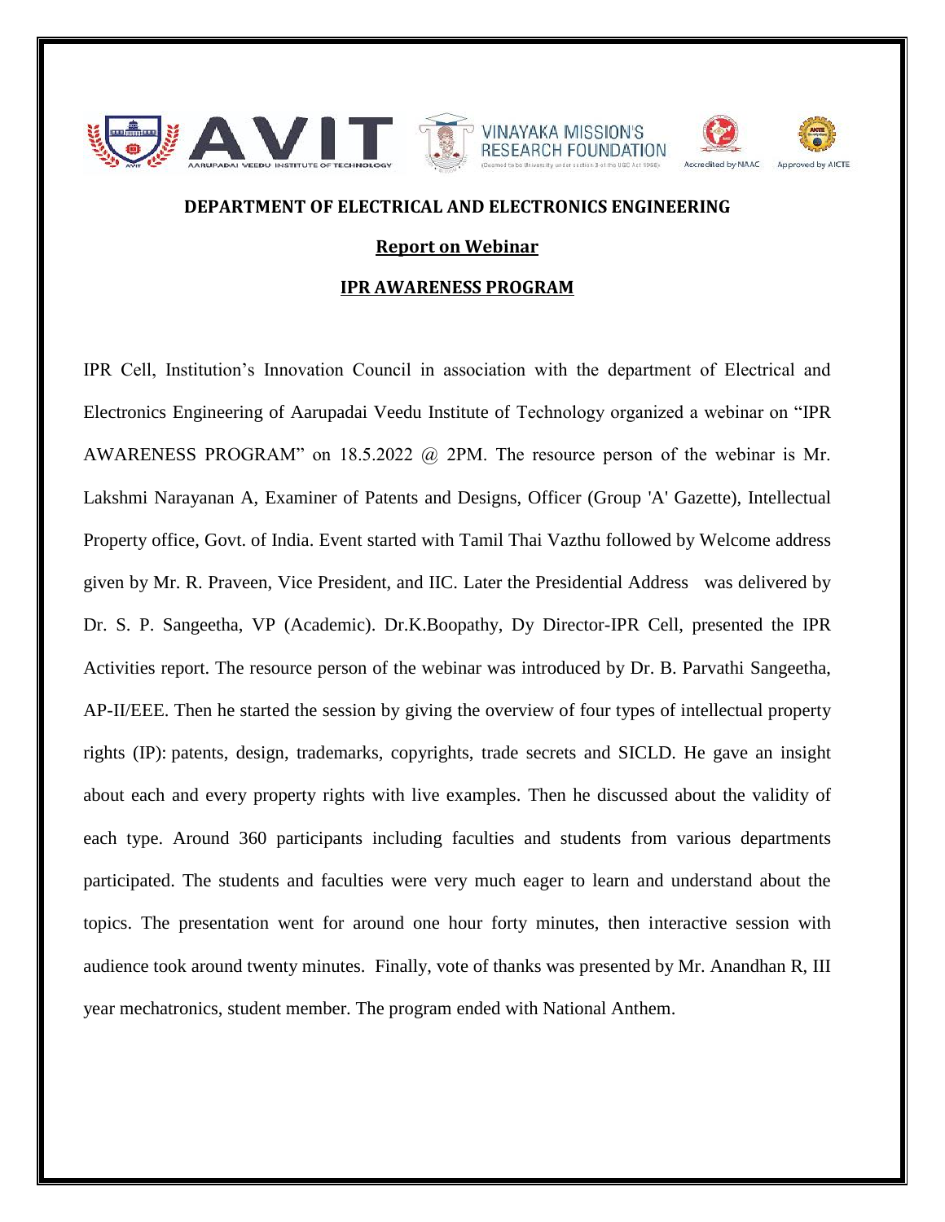AVIT — AARUPADAI VEEDU INSTITUTE OF TECHNOLOGY | VINAYAKA MISSION'S RESEARCH FOUNDATION (Deemed to be University under section 3 of the UGC Act 1956) | Accredited by NAAC | Approved by AICTE

## DEPARTMENT OF ELECTRICAL AND ELECTRONICS ENGINEERING

### Report on Webinar

### IPR AWARENESS PROGRAM

IPR Cell, Institution's Innovation Council in association with the department of Electrical and Electronics Engineering of Aarupadai Veedu Institute of Technology organized a webinar on "IPR AWARENESS PROGRAM" on 18.5.2022 @ 2PM. The resource person of the webinar is Mr. Lakshmi Narayanan A, Examiner of Patents and Designs, Officer (Group 'A' Gazette), Intellectual Property office, Govt. of India. Event started with Tamil Thai Vazthu followed by Welcome address given by Mr. R. Praveen, Vice President, and IIC. Later the Presidential Address was delivered by Dr. S. P. Sangeetha, VP (Academic). Dr.K.Boopathy, Dy Director-IPR Cell, presented the IPR Activities report. The resource person of the webinar was introduced by Dr. B. Parvathi Sangeetha, AP-II/EEE. Then he started the session by giving the overview of four types of intellectual property rights (IP): patents, design, trademarks, copyrights, trade secrets and SICLD. He gave an insight about each and every property rights with live examples. Then he discussed about the validity of each type. Around 360 participants including faculties and students from various departments participated. The students and faculties were very much eager to learn and understand about the topics. The presentation went for around one hour forty minutes, then interactive session with audience took around twenty minutes. Finally, vote of thanks was presented by Mr. Anandhan R, III year mechatronics, student member. The program ended with National Anthem.